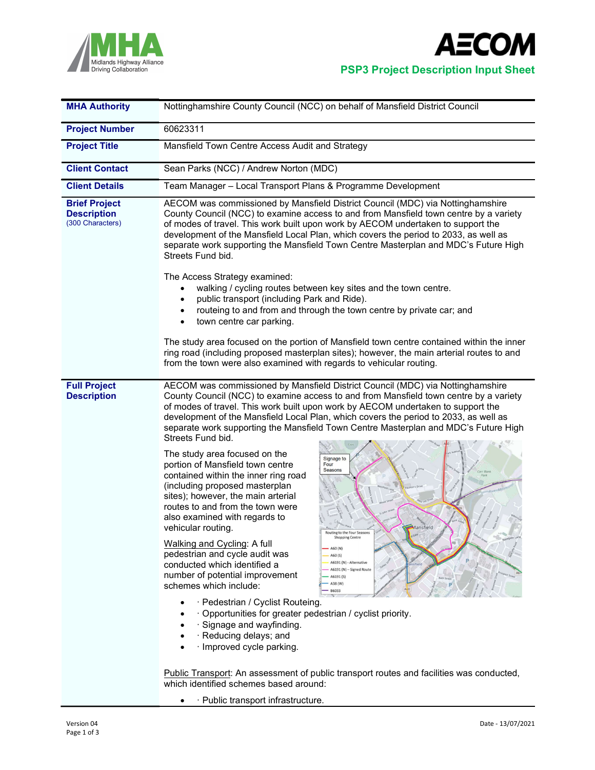**PSP3 Project Description Input Sheet**

| | |
|---|---|
| **MHA Authority** | Nottinghamshire County Council (NCC) on behalf of Mansfield District Council |
| **Project Number** | 60623311 |
| **Project Title** | Mansfield Town Centre Access Audit and Strategy |
| **Client Contact** | Sean Parks (NCC) / Andrew Norton (MDC) |
| **Client Details** | Team Manager – Local Transport Plans & Programme Development |
| **Brief Project Description** (300 Characters) | AECOM was commissioned by Mansfield District Council (MDC) via Nottinghamshire County Council (NCC) to examine access to and from Mansfield town centre by a variety of modes of travel. This work built upon work by AECOM undertaken to support the development of the Mansfield Local Plan, which covers the period to 2033, as well as separate work supporting the Mansfield Town Centre Masterplan and MDC's Future High Streets Fund bid.<br><br>The Access Strategy examined:<br>• walking / cycling routes between key sites and the town centre.<br>• public transport (including Park and Ride).<br>• routeing to and from and through the town centre by private car; and<br>• town centre car parking.<br><br>The study area focused on the portion of Mansfield town centre contained within the inner ring road (including proposed masterplan sites); however, the main arterial routes to and from the town were also examined with regards to vehicular routing. |
| **Full Project Description** | AECOM was commissioned by Mansfield District Council (MDC) via Nottinghamshire County Council (NCC) to examine access to and from Mansfield town centre by a variety of modes of travel. This work built upon work by AECOM undertaken to support the development of the Mansfield Local Plan, which covers the period to 2033, as well as separate work supporting the Mansfield Town Centre Masterplan and MDC's Future High Streets Fund bid.<br><br>The study area focused on the portion of Mansfield town centre contained within the inner ring road (including proposed masterplan sites); however, the main arterial routes to and from the town were also examined with regards to vehicular routing.<br><br><u>Walking and Cycling</u>: A full pedestrian and cycle audit was conducted which identified a number of potential improvement schemes which include:<br>• · Pedestrian / Cyclist Routeing.<br>• · Opportunities for greater pedestrian / cyclist priority.<br>• · Signage and wayfinding.<br>• · Reducing delays; and<br>• · Improved cycle parking.<br><br><u>Public Transport</u>: An assessment of public transport routes and facilities was conducted, which identified schemes based around:<br>• · Public transport infrastructure. |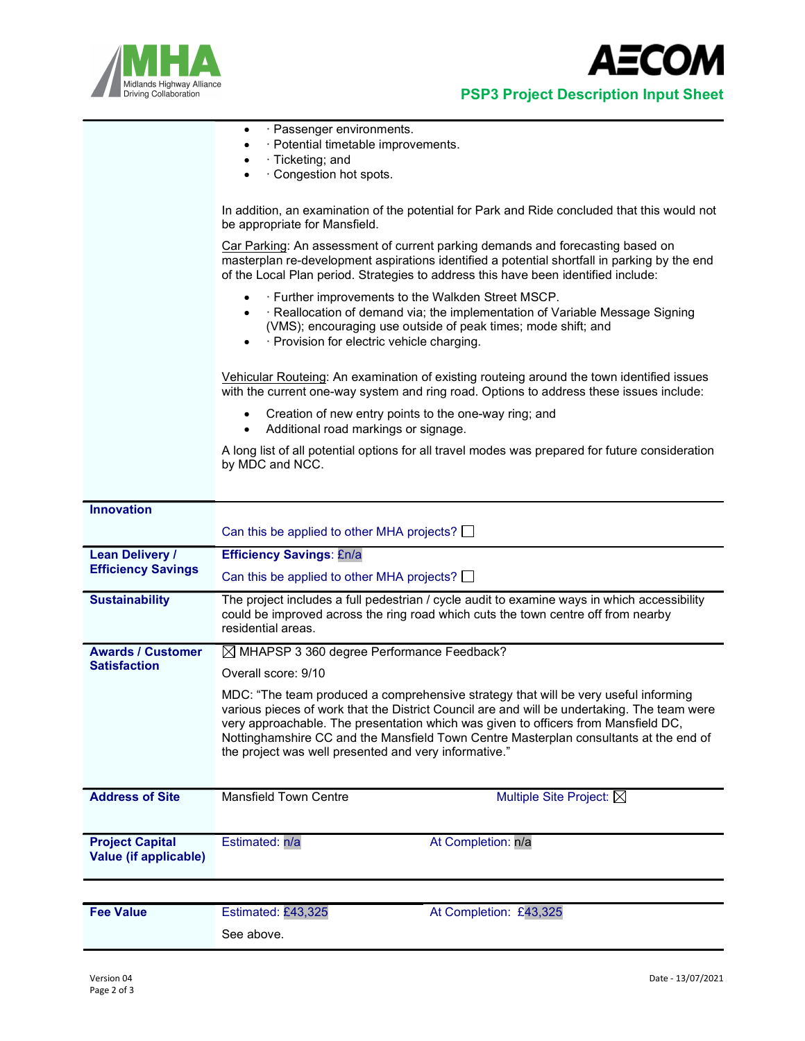- · Passenger environments.
- · Potential timetable improvements.
- · Ticketing; and
- · Congestion hot spots.

In addition, an examination of the potential for Park and Ride concluded that this would not be appropriate for Mansfield.

Car Parking: An assessment of current parking demands and forecasting based on masterplan re-development aspirations identified a potential shortfall in parking by the end of the Local Plan period. Strategies to address this have been identified include:

- · Further improvements to the Walkden Street MSCP.
- · Reallocation of demand via; the implementation of Variable Message Signing (VMS); encouraging use outside of peak times; mode shift; and
- · Provision for electric vehicle charging.

Vehicular Routeing: An examination of existing routeing around the town identified issues with the current one-way system and ring road. Options to address these issues include:

- Creation of new entry points to the one-way ring; and
- Additional road markings or signage.

A long list of all potential options for all travel modes was prepared for future consideration by MDC and NCC.

| | | |
|---|---|---|
| **Innovation** | Can this be applied to other MHA projects? ☐ | |
| **Lean Delivery / Efficiency Savings** | **Efficiency Savings**: £n/a<br>Can this be applied to other MHA projects? ☐ | |
| **Sustainability** | The project includes a full pedestrian / cycle audit to examine ways in which accessibility could be improved across the ring road which cuts the town centre off from nearby residential areas. | |
| **Awards / Customer Satisfaction** | ☒ MHAPSP 3 360 degree Performance Feedback?<br>Overall score: 9/10<br>MDC: "The team produced a comprehensive strategy that will be very useful informing various pieces of work that the District Council are and will be undertaking. The team were very approachable. The presentation which was given to officers from Mansfield DC, Nottinghamshire CC and the Mansfield Town Centre Masterplan consultants at the end of the project was well presented and very informative." | |
| **Address of Site** | Mansfield Town Centre | Multiple Site Project: ☒ |
| **Project Capital Value (if applicable)** | Estimated: n/a | At Completion: n/a |
| **Fee Value** | Estimated: £43,325<br>See above. | At Completion: £43,325 |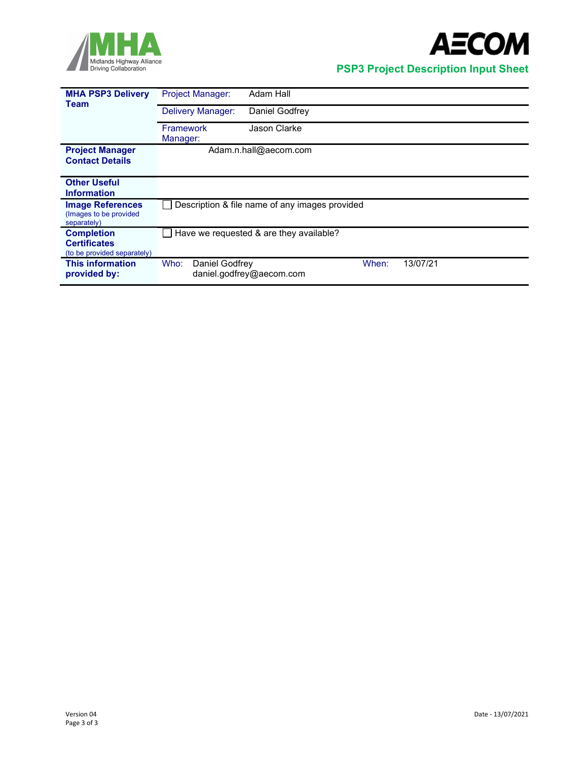## PSP3 Project Description Input Sheet

| | | | | |
|---|---|---|---|---|
| **MHA PSP3 Delivery Team** | Project Manager: | Adam Hall | | |
| | Delivery Manager: | Daniel Godfrey | | |
| | Framework Manager: | Jason Clarke | | |
| **Project Manager Contact Details** | Adam.n.hall@aecom.com | | | |
| **Other Useful Information** | | | | |
| **Image References** (Images to be provided separately) | ☐ Description & file name of any images provided | | | |
| **Completion Certificates** (to be provided separately) | ☐ Have we requested & are they available? | | | |
| **This information provided by:** | Who: | Daniel Godfrey daniel.godfrey@aecom.com | When: | 13/07/21 |

Version 04

Date - 13/07/2021